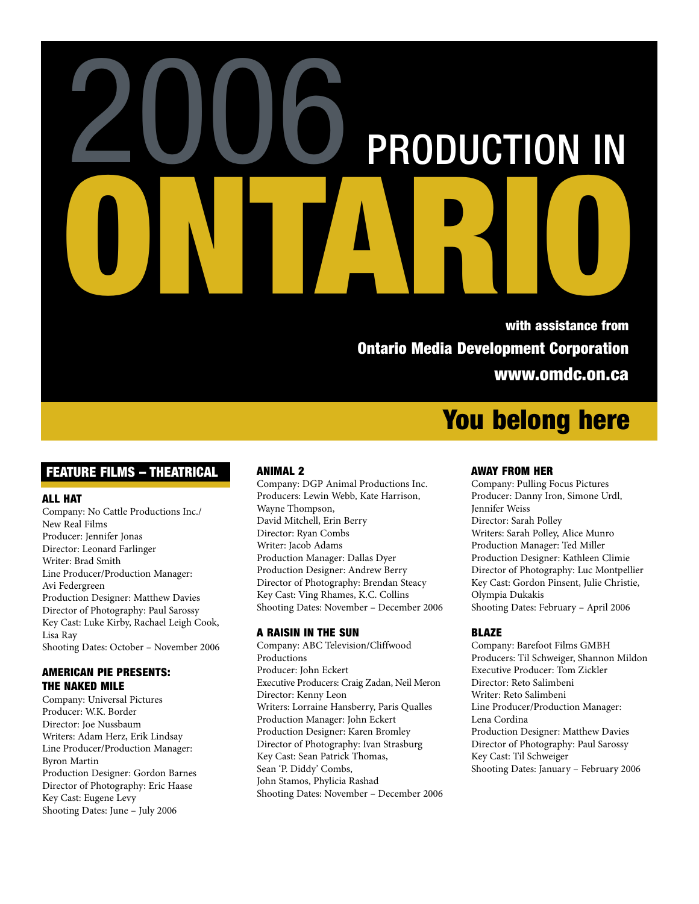# 2006 PRODUCTION IN ONTARIO

**with assistance from**

**Ontario Media Development Corporation**

**www.omdc.on.ca**

**You belong here**

## FEATURE FILMS – THEATRICAL

### ALL HAT

Company: No Cattle Productions Inc./ New Real Films
Producer: Jennifer Jonas
Director: Leonard Farlinger
Writer: Brad Smith
Line Producer/Production Manager: Avi Federgreen
Production Designer: Matthew Davies
Director of Photography: Paul Sarossy
Key Cast: Luke Kirby, Rachael Leigh Cook, Lisa Ray
Shooting Dates: October – November 2006

### AMERICAN PIE PRESENTS: THE NAKED MILE

Company: Universal Pictures
Producer: W.K. Border
Director: Joe Nussbaum
Writers: Adam Herz, Erik Lindsay
Line Producer/Production Manager: Byron Martin
Production Designer: Gordon Barnes
Director of Photography: Eric Haase
Key Cast: Eugene Levy
Shooting Dates: June – July 2006

### ANIMAL 2

Company: DGP Animal Productions Inc.
Producers: Lewin Webb, Kate Harrison, Wayne Thompson, David Mitchell, Erin Berry
Director: Ryan Combs
Writer: Jacob Adams
Production Manager: Dallas Dyer
Production Designer: Andrew Berry
Director of Photography: Brendan Steacy
Key Cast: Ving Rhames, K.C. Collins
Shooting Dates: November – December 2006

### A RAISIN IN THE SUN

Company: ABC Television/Cliffwood Productions
Producer: John Eckert
Executive Producers: Craig Zadan, Neil Meron
Director: Kenny Leon
Writers: Lorraine Hansberry, Paris Qualles
Production Manager: John Eckert
Production Designer: Karen Bromley
Director of Photography: Ivan Strasburg
Key Cast: Sean Patrick Thomas, Sean 'P. Diddy' Combs, John Stamos, Phylicia Rashad
Shooting Dates: November – December 2006

### AWAY FROM HER

Company: Pulling Focus Pictures
Producer: Danny Iron, Simone Urdl, Jennifer Weiss
Director: Sarah Polley
Writers: Sarah Polley, Alice Munro
Production Manager: Ted Miller
Production Designer: Kathleen Climie
Director of Photography: Luc Montpellier
Key Cast: Gordon Pinsent, Julie Christie, Olympia Dukakis
Shooting Dates: February – April 2006

### BLAZE

Company: Barefoot Films GMBH
Producers: Til Schweiger, Shannon Mildon
Executive Producer: Tom Zickler
Director: Reto Salimbeni
Writer: Reto Salimbeni
Line Producer/Production Manager: Lena Cordina
Production Designer: Matthew Davies
Director of Photography: Paul Sarossy
Key Cast: Til Schweiger
Shooting Dates: January – February 2006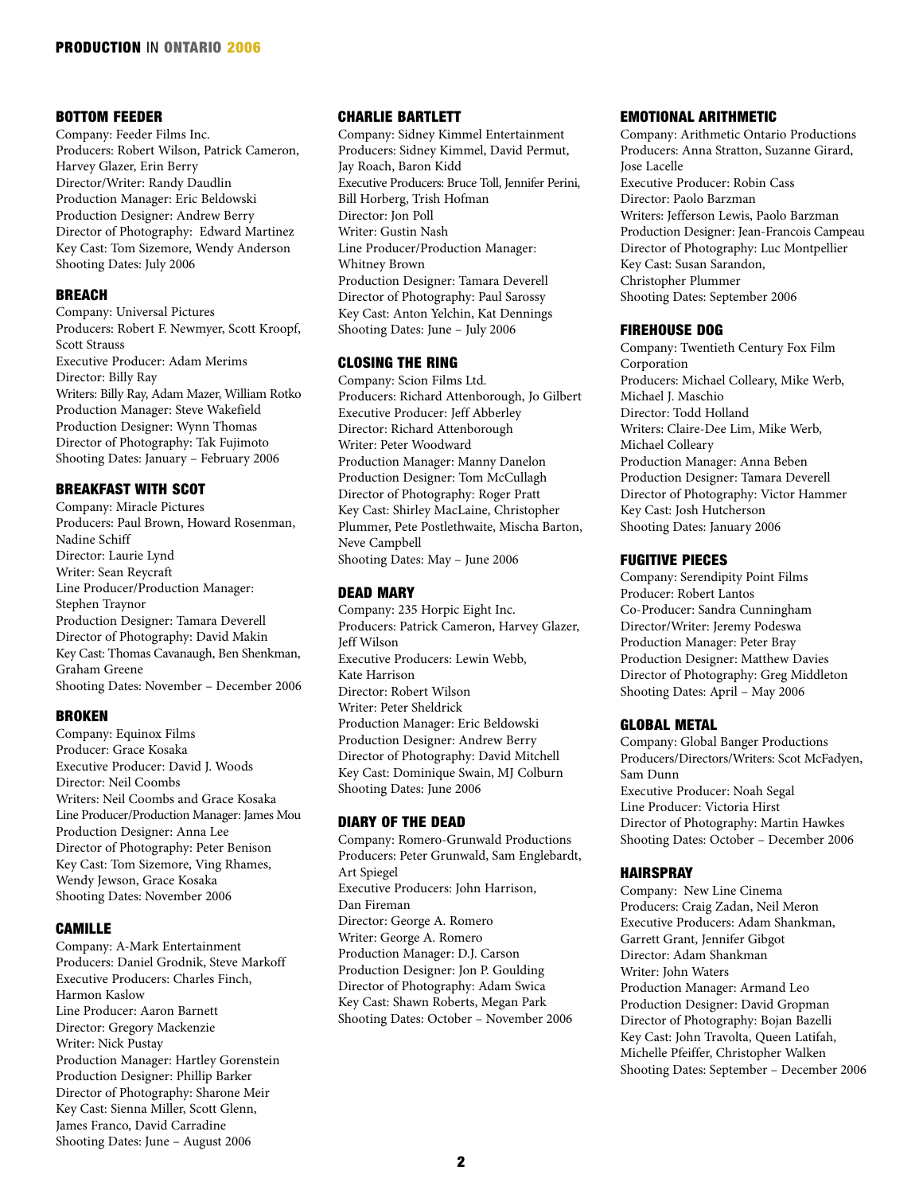### BOTTOM FEEDER

Company: Feeder Films Inc.
Producers: Robert Wilson, Patrick Cameron, Harvey Glazer, Erin Berry
Director/Writer: Randy Daudlin
Production Manager: Eric Beldowski
Production Designer: Andrew Berry
Director of Photography: Edward Martinez
Key Cast: Tom Sizemore, Wendy Anderson
Shooting Dates: July 2006

### BREACH

Company: Universal Pictures
Producers: Robert F. Newmyer, Scott Kroopf, Scott Strauss
Executive Producer: Adam Merims
Director: Billy Ray
Writers: Billy Ray, Adam Mazer, William Rotko
Production Manager: Steve Wakefield
Production Designer: Wynn Thomas
Director of Photography: Tak Fujimoto
Shooting Dates: January – February 2006

### BREAKFAST WITH SCOT

Company: Miracle Pictures
Producers: Paul Brown, Howard Rosenman, Nadine Schiff
Director: Laurie Lynd
Writer: Sean Reycraft
Line Producer/Production Manager: Stephen Traynor
Production Designer: Tamara Deverell
Director of Photography: David Makin
Key Cast: Thomas Cavanaugh, Ben Shenkman, Graham Greene
Shooting Dates: November – December 2006

### BROKEN

Company: Equinox Films
Producer: Grace Kosaka
Executive Producer: David J. Woods
Director: Neil Coombs
Writers: Neil Coombs and Grace Kosaka
Line Producer/Production Manager: James Mou
Production Designer: Anna Lee
Director of Photography: Peter Benison
Key Cast: Tom Sizemore, Ving Rhames, Wendy Jewson, Grace Kosaka
Shooting Dates: November 2006

### CAMILLE

Company: A-Mark Entertainment
Producers: Daniel Grodnik, Steve Markoff
Executive Producers: Charles Finch, Harmon Kaslow
Line Producer: Aaron Barnett
Director: Gregory Mackenzie
Writer: Nick Pustay
Production Manager: Hartley Gorenstein
Production Designer: Phillip Barker
Director of Photography: Sharone Meir
Key Cast: Sienna Miller, Scott Glenn, James Franco, David Carradine
Shooting Dates: June – August 2006

### CHARLIE BARTLETT

Company: Sidney Kimmel Entertainment
Producers: Sidney Kimmel, David Permut, Jay Roach, Baron Kidd
Executive Producers: Bruce Toll, Jennifer Perini, Bill Horberg, Trish Hofman
Director: Jon Poll
Writer: Gustin Nash
Line Producer/Production Manager: Whitney Brown
Production Designer: Tamara Deverell
Director of Photography: Paul Sarossy
Key Cast: Anton Yelchin, Kat Dennings
Shooting Dates: June – July 2006

### CLOSING THE RING

Company: Scion Films Ltd.
Producers: Richard Attenborough, Jo Gilbert
Executive Producer: Jeff Abberley
Director: Richard Attenborough
Writer: Peter Woodward
Production Manager: Manny Danelon
Production Designer: Tom McCullagh
Director of Photography: Roger Pratt
Key Cast: Shirley MacLaine, Christopher Plummer, Pete Postlethwaite, Mischa Barton, Neve Campbell
Shooting Dates: May – June 2006

### DEAD MARY

Company: 235 Horpic Eight Inc.
Producers: Patrick Cameron, Harvey Glazer, Jeff Wilson
Executive Producers: Lewin Webb, Kate Harrison
Director: Robert Wilson
Writer: Peter Sheldrick
Production Manager: Eric Beldowski
Production Designer: Andrew Berry
Director of Photography: David Mitchell
Key Cast: Dominique Swain, MJ Colburn
Shooting Dates: June 2006

### DIARY OF THE DEAD

Company: Romero-Grunwald Productions
Producers: Peter Grunwald, Sam Englebardt, Art Spiegel
Executive Producers: John Harrison, Dan Fireman
Director: George A. Romero
Writer: George A. Romero
Production Manager: D.J. Carson
Production Designer: Jon P. Goulding
Director of Photography: Adam Swica
Key Cast: Shawn Roberts, Megan Park
Shooting Dates: October – November 2006

### EMOTIONAL ARITHMETIC

Company: Arithmetic Ontario Productions
Producers: Anna Stratton, Suzanne Girard, Jose Lacelle
Executive Producer: Robin Cass
Director: Paolo Barzman
Writers: Jefferson Lewis, Paolo Barzman
Production Designer: Jean-Francois Campeau
Director of Photography: Luc Montpellier
Key Cast: Susan Sarandon, Christopher Plummer
Shooting Dates: September 2006

### FIREHOUSE DOG

Company: Twentieth Century Fox Film Corporation
Producers: Michael Colleary, Mike Werb, Michael J. Maschio
Director: Todd Holland
Writers: Claire-Dee Lim, Mike Werb, Michael Colleary
Production Manager: Anna Beben
Production Designer: Tamara Deverell
Director of Photography: Victor Hammer
Key Cast: Josh Hutcherson
Shooting Dates: January 2006

### FUGITIVE PIECES

Company: Serendipity Point Films
Producer: Robert Lantos
Co-Producer: Sandra Cunningham
Director/Writer: Jeremy Podeswa
Production Manager: Peter Bray
Production Designer: Matthew Davies
Director of Photography: Greg Middleton
Shooting Dates: April – May 2006

### GLOBAL METAL

Company: Global Banger Productions
Producers/Directors/Writers: Scot McFadyen, Sam Dunn
Executive Producer: Noah Segal
Line Producer: Victoria Hirst
Director of Photography: Martin Hawkes
Shooting Dates: October – December 2006

### HAIRSPRAY

Company: New Line Cinema
Producers: Craig Zadan, Neil Meron
Executive Producers: Adam Shankman, Garrett Grant, Jennifer Gibgot
Director: Adam Shankman
Writer: John Waters
Production Manager: Armand Leo
Production Designer: David Gropman
Director of Photography: Bojan Bazelli
Key Cast: John Travolta, Queen Latifah, Michelle Pfeiffer, Christopher Walken
Shooting Dates: September – December 2006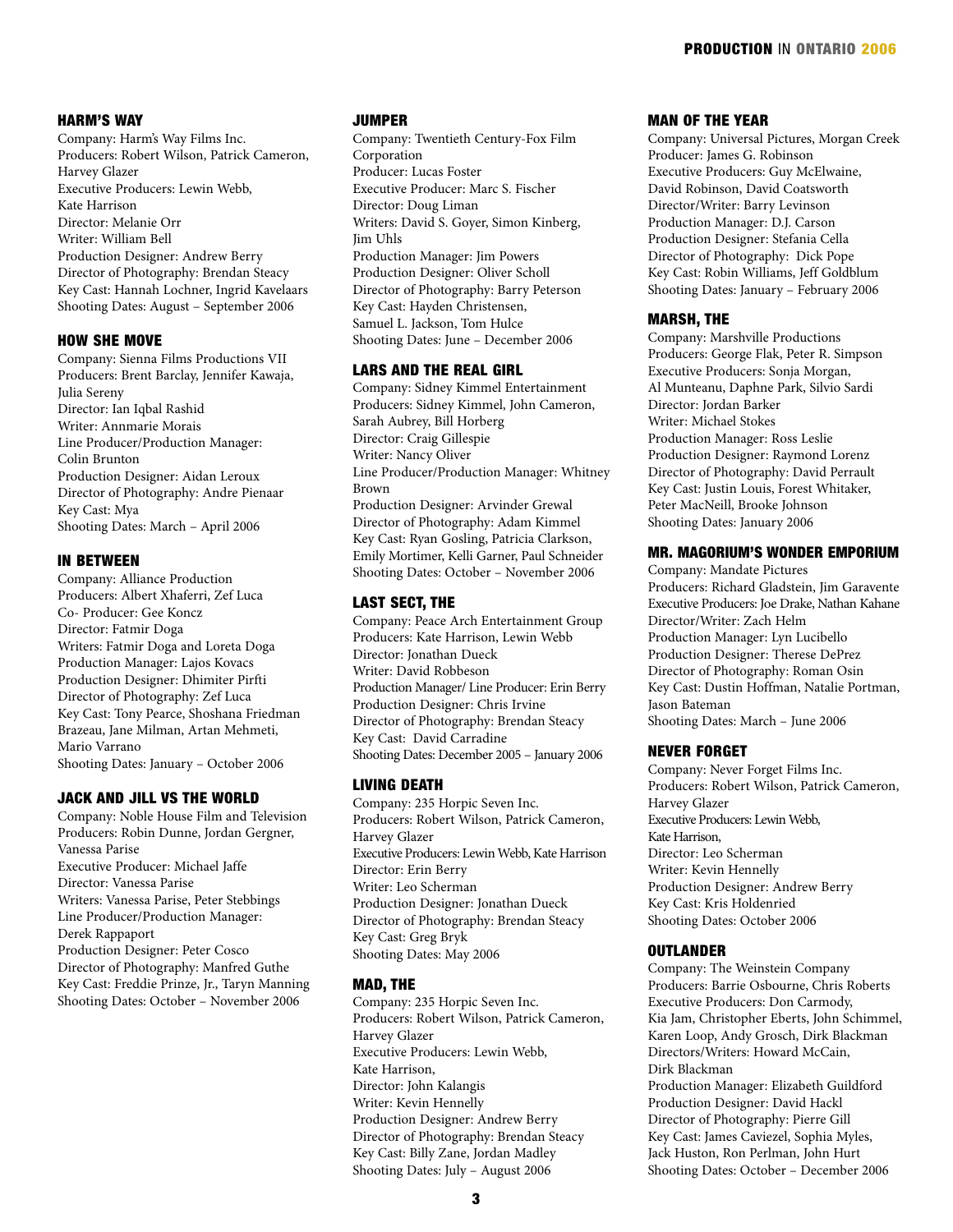## HARM'S WAY

Company: Harm's Way Films Inc.
Producers: Robert Wilson, Patrick Cameron, Harvey Glazer
Executive Producers: Lewin Webb, Kate Harrison
Director: Melanie Orr
Writer: William Bell
Production Designer: Andrew Berry
Director of Photography: Brendan Steacy
Key Cast: Hannah Lochner, Ingrid Kavelaars
Shooting Dates: August – September 2006

## HOW SHE MOVE

Company: Sienna Films Productions VII
Producers: Brent Barclay, Jennifer Kawaja, Julia Sereny
Director: Ian Iqbal Rashid
Writer: Annmarie Morais
Line Producer/Production Manager: Colin Brunton
Production Designer: Aidan Leroux
Director of Photography: Andre Pienaar
Key Cast: Mya
Shooting Dates: March – April 2006

## IN BETWEEN

Company: Alliance Production
Producers: Albert Xhaferri, Zef Luca
Co- Producer: Gee Koncz
Director: Fatmir Doga
Writers: Fatmir Doga and Loreta Doga
Production Manager: Lajos Kovacs
Production Designer: Dhimiter Pirfti
Director of Photography: Zef Luca
Key Cast: Tony Pearce, Shoshana Friedman Brazeau, Jane Milman, Artan Mehmeti, Mario Varrano
Shooting Dates: January – October 2006

## JACK AND JILL VS THE WORLD

Company: Noble House Film and Television
Producers: Robin Dunne, Jordan Gergner, Vanessa Parise
Executive Producer: Michael Jaffe
Director: Vanessa Parise
Writers: Vanessa Parise, Peter Stebbings
Line Producer/Production Manager: Derek Rappaport
Production Designer: Peter Cosco
Director of Photography: Manfred Guthe
Key Cast: Freddie Prinze, Jr., Taryn Manning
Shooting Dates: October – November 2006

## JUMPER

Company: Twentieth Century-Fox Film Corporation
Producer: Lucas Foster
Executive Producer: Marc S. Fischer
Director: Doug Liman
Writers: David S. Goyer, Simon Kinberg, Jim Uhls
Production Manager: Jim Powers
Production Designer: Oliver Scholl
Director of Photography: Barry Peterson
Key Cast: Hayden Christensen, Samuel L. Jackson, Tom Hulce
Shooting Dates: June – December 2006

## LARS AND THE REAL GIRL

Company: Sidney Kimmel Entertainment
Producers: Sidney Kimmel, John Cameron, Sarah Aubrey, Bill Horberg
Director: Craig Gillespie
Writer: Nancy Oliver
Line Producer/Production Manager: Whitney Brown
Production Designer: Arvinder Grewal
Director of Photography: Adam Kimmel
Key Cast: Ryan Gosling, Patricia Clarkson, Emily Mortimer, Kelli Garner, Paul Schneider
Shooting Dates: October – November 2006

## LAST SECT, THE

Company: Peace Arch Entertainment Group
Producers: Kate Harrison, Lewin Webb
Director: Jonathan Dueck
Writer: David Robbeson
Production Manager/ Line Producer: Erin Berry
Production Designer: Chris Irvine
Director of Photography: Brendan Steacy
Key Cast: David Carradine
Shooting Dates: December 2005 – January 2006

## LIVING DEATH

Company: 235 Horpic Seven Inc.
Producers: Robert Wilson, Patrick Cameron, Harvey Glazer
Executive Producers: Lewin Webb, Kate Harrison
Director: Erin Berry
Writer: Leo Scherman
Production Designer: Jonathan Dueck
Director of Photography: Brendan Steacy
Key Cast: Greg Bryk
Shooting Dates: May 2006

## MAD, THE

Company: 235 Horpic Seven Inc.
Producers: Robert Wilson, Patrick Cameron, Harvey Glazer
Executive Producers: Lewin Webb, Kate Harrison,
Director: John Kalangis
Writer: Kevin Hennelly
Production Designer: Andrew Berry
Director of Photography: Brendan Steacy
Key Cast: Billy Zane, Jordan Madley
Shooting Dates: July – August 2006

## MAN OF THE YEAR

Company: Universal Pictures, Morgan Creek
Producer: James G. Robinson
Executive Producers: Guy McElwaine, David Robinson, David Coatsworth
Director/Writer: Barry Levinson
Production Manager: D.J. Carson
Production Designer: Stefania Cella
Director of Photography: Dick Pope
Key Cast: Robin Williams, Jeff Goldblum
Shooting Dates: January – February 2006

## MARSH, THE

Company: Marshville Productions
Producers: George Flak, Peter R. Simpson
Executive Producers: Sonja Morgan, Al Munteanu, Daphne Park, Silvio Sardi
Director: Jordan Barker
Writer: Michael Stokes
Production Manager: Ross Leslie
Production Designer: Raymond Lorenz
Director of Photography: David Perrault
Key Cast: Justin Louis, Forest Whitaker, Peter MacNeill, Brooke Johnson
Shooting Dates: January 2006

## MR. MAGORIUM'S WONDER EMPORIUM

Company: Mandate Pictures
Producers: Richard Gladstein, Jim Garavente
Executive Producers: Joe Drake, Nathan Kahane
Director/Writer: Zach Helm
Production Manager: Lyn Lucibello
Production Designer: Therese DePrez
Director of Photography: Roman Osin
Key Cast: Dustin Hoffman, Natalie Portman, Jason Bateman
Shooting Dates: March – June 2006

## NEVER FORGET

Company: Never Forget Films Inc.
Producers: Robert Wilson, Patrick Cameron, Harvey Glazer
Executive Producers: Lewin Webb, Kate Harrison,
Director: Leo Scherman
Writer: Kevin Hennelly
Production Designer: Andrew Berry
Key Cast: Kris Holdenried
Shooting Dates: October 2006

## OUTLANDER

Company: The Weinstein Company
Producers: Barrie Osbourne, Chris Roberts
Executive Producers: Don Carmody, Kia Jam, Christopher Eberts, John Schimmel, Karen Loop, Andy Grosch, Dirk Blackman
Directors/Writers: Howard McCain, Dirk Blackman
Production Manager: Elizabeth Guildford
Production Designer: David Hackl
Director of Photography: Pierre Gill
Key Cast: James Caviezel, Sophia Myles, Jack Huston, Ron Perlman, John Hurt
Shooting Dates: October – December 2006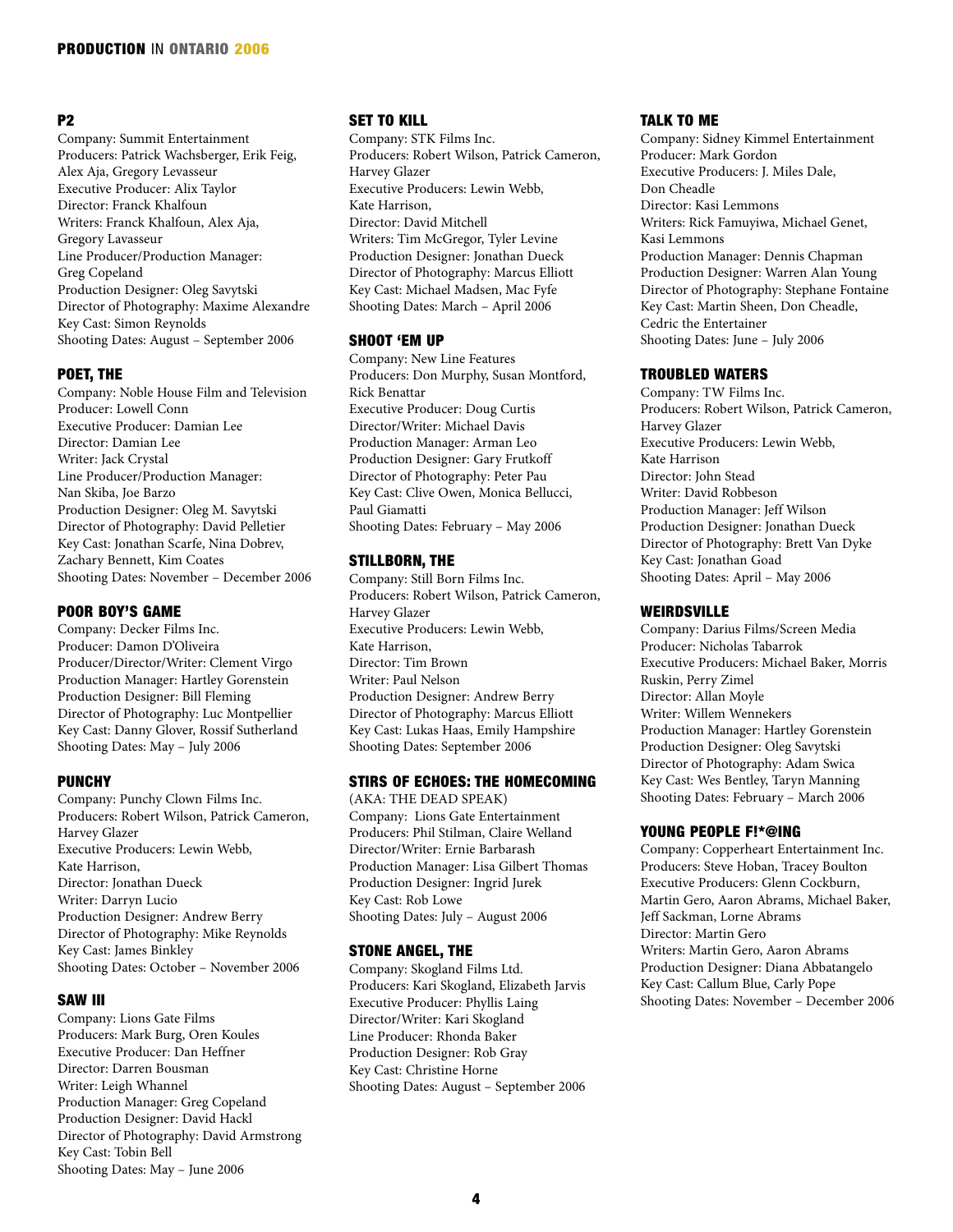### P2

Company: Summit Entertainment
Producers: Patrick Wachsberger, Erik Feig, Alex Aja, Gregory Levasseur
Executive Producer: Alix Taylor
Director: Franck Khalfoun
Writers: Franck Khalfoun, Alex Aja, Gregory Lavasseur
Line Producer/Production Manager: Greg Copeland
Production Designer: Oleg Savytski
Director of Photography: Maxime Alexandre
Key Cast: Simon Reynolds
Shooting Dates: August – September 2006

### POET, THE

Company: Noble House Film and Television
Producer: Lowell Conn
Executive Producer: Damian Lee
Director: Damian Lee
Writer: Jack Crystal
Line Producer/Production Manager: Nan Skiba, Joe Barzo
Production Designer: Oleg M. Savytski
Director of Photography: David Pelletier
Key Cast: Jonathan Scarfe, Nina Dobrev, Zachary Bennett, Kim Coates
Shooting Dates: November – December 2006

### POOR BOY'S GAME

Company: Decker Films Inc.
Producer: Damon D'Oliveira
Producer/Director/Writer: Clement Virgo
Production Manager: Hartley Gorenstein
Production Designer: Bill Fleming
Director of Photography: Luc Montpellier
Key Cast: Danny Glover, Rossif Sutherland
Shooting Dates: May – July 2006

### PUNCHY

Company: Punchy Clown Films Inc.
Producers: Robert Wilson, Patrick Cameron, Harvey Glazer
Executive Producers: Lewin Webb, Kate Harrison,
Director: Jonathan Dueck
Writer: Darryn Lucio
Production Designer: Andrew Berry
Director of Photography: Mike Reynolds
Key Cast: James Binkley
Shooting Dates: October – November 2006

### SAW III

Company: Lions Gate Films
Producers: Mark Burg, Oren Koules
Executive Producer: Dan Heffner
Director: Darren Bousman
Writer: Leigh Whannel
Production Manager: Greg Copeland
Production Designer: David Hackl
Director of Photography: David Armstrong
Key Cast: Tobin Bell
Shooting Dates: May – June 2006

### SET TO KILL

Company: STK Films Inc.
Producers: Robert Wilson, Patrick Cameron, Harvey Glazer
Executive Producers: Lewin Webb, Kate Harrison,
Director: David Mitchell
Writers: Tim McGregor, Tyler Levine
Production Designer: Jonathan Dueck
Director of Photography: Marcus Elliott
Key Cast: Michael Madsen, Mac Fyfe
Shooting Dates: March – April 2006

### SHOOT 'EM UP

Company: New Line Features
Producers: Don Murphy, Susan Montford, Rick Benattar
Executive Producer: Doug Curtis
Director/Writer: Michael Davis
Production Manager: Arman Leo
Production Designer: Gary Frutkoff
Director of Photography: Peter Pau
Key Cast: Clive Owen, Monica Bellucci, Paul Giamatti
Shooting Dates: February – May 2006

### STILLBORN, THE

Company: Still Born Films Inc.
Producers: Robert Wilson, Patrick Cameron, Harvey Glazer
Executive Producers: Lewin Webb, Kate Harrison,
Director: Tim Brown
Writer: Paul Nelson
Production Designer: Andrew Berry
Director of Photography: Marcus Elliott
Key Cast: Lukas Haas, Emily Hampshire
Shooting Dates: September 2006

### STIRS OF ECHOES: THE HOMECOMING

(AKA: THE DEAD SPEAK)
Company: Lions Gate Entertainment
Producers: Phil Stilman, Claire Welland
Director/Writer: Ernie Barbarash
Production Manager: Lisa Gilbert Thomas
Production Designer: Ingrid Jurek
Key Cast: Rob Lowe
Shooting Dates: July – August 2006

### STONE ANGEL, THE

Company: Skogland Films Ltd.
Producers: Kari Skogland, Elizabeth Jarvis
Executive Producer: Phyllis Laing
Director/Writer: Kari Skogland
Line Producer: Rhonda Baker
Production Designer: Rob Gray
Key Cast: Christine Horne
Shooting Dates: August – September 2006

### TALK TO ME

Company: Sidney Kimmel Entertainment
Producer: Mark Gordon
Executive Producers: J. Miles Dale, Don Cheadle
Director: Kasi Lemmons
Writers: Rick Famuyiwa, Michael Genet, Kasi Lemmons
Production Manager: Dennis Chapman
Production Designer: Warren Alan Young
Director of Photography: Stephane Fontaine
Key Cast: Martin Sheen, Don Cheadle, Cedric the Entertainer
Shooting Dates: June – July 2006

### TROUBLED WATERS

Company: TW Films Inc.
Producers: Robert Wilson, Patrick Cameron, Harvey Glazer
Executive Producers: Lewin Webb, Kate Harrison
Director: John Stead
Writer: David Robbeson
Production Manager: Jeff Wilson
Production Designer: Jonathan Dueck
Director of Photography: Brett Van Dyke
Key Cast: Jonathan Goad
Shooting Dates: April – May 2006

### WEIRDSVILLE

Company: Darius Films/Screen Media
Producer: Nicholas Tabarrok
Executive Producers: Michael Baker, Morris Ruskin, Perry Zimel
Director: Allan Moyle
Writer: Willem Wennekers
Production Manager: Hartley Gorenstein
Production Designer: Oleg Savytski
Director of Photography: Adam Swica
Key Cast: Wes Bentley, Taryn Manning
Shooting Dates: February – March 2006

### YOUNG PEOPLE F!*@ING

Company: Copperheart Entertainment Inc.
Producers: Steve Hoban, Tracey Boulton
Executive Producers: Glenn Cockburn, Martin Gero, Aaron Abrams, Michael Baker, Jeff Sackman, Lorne Abrams
Director: Martin Gero
Writers: Martin Gero, Aaron Abrams
Production Designer: Diana Abbatangelo
Key Cast: Callum Blue, Carly Pope
Shooting Dates: November – December 2006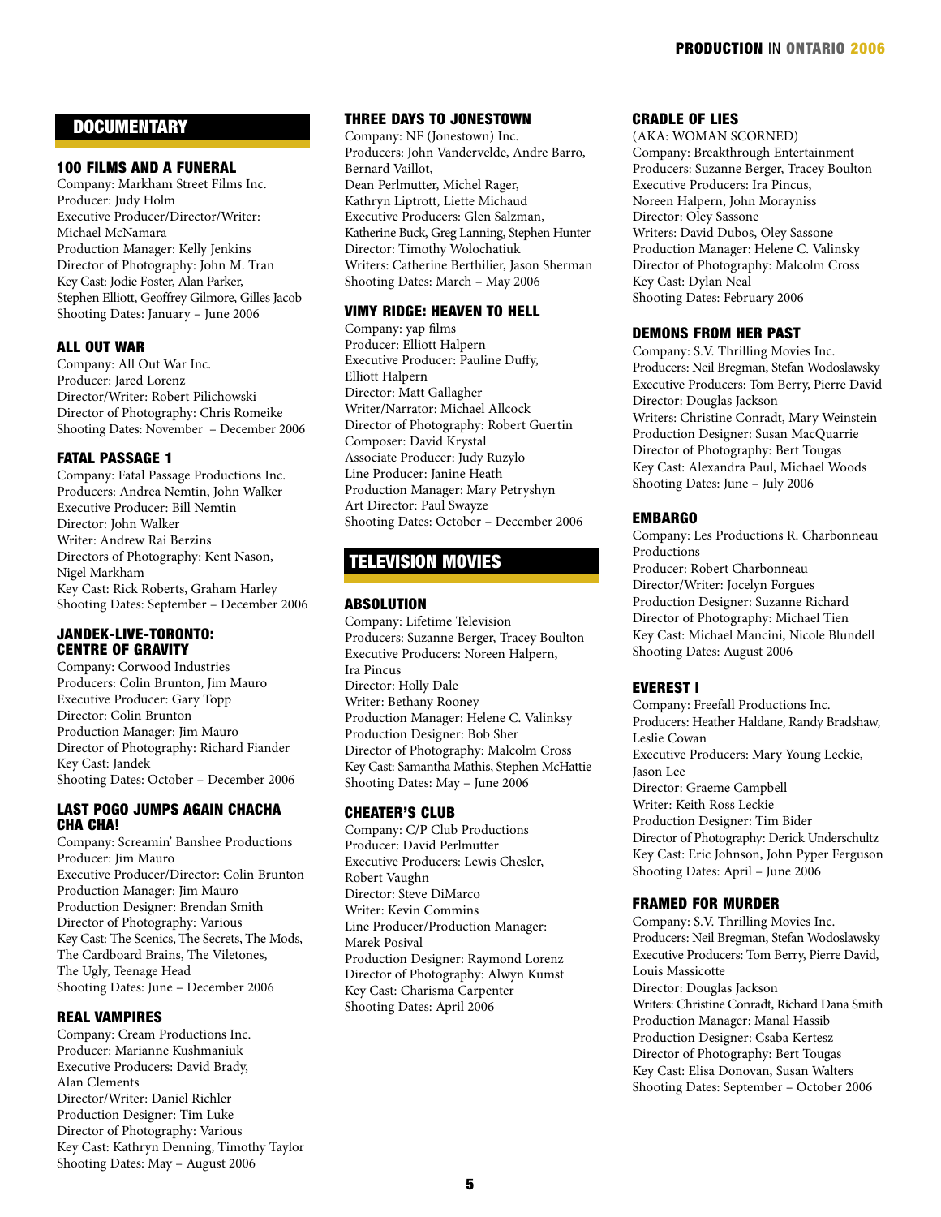## DOCUMENTARY

### 100 FILMS AND A FUNERAL

Company: Markham Street Films Inc.
Producer: Judy Holm
Executive Producer/Director/Writer: Michael McNamara
Production Manager: Kelly Jenkins
Director of Photography: John M. Tran
Key Cast: Jodie Foster, Alan Parker, Stephen Elliott, Geoffrey Gilmore, Gilles Jacob
Shooting Dates: January – June 2006

### ALL OUT WAR

Company: All Out War Inc.
Producer: Jared Lorenz
Director/Writer: Robert Pilichowski
Director of Photography: Chris Romeike
Shooting Dates: November – December 2006

### FATAL PASSAGE 1

Company: Fatal Passage Productions Inc.
Producers: Andrea Nemtin, John Walker
Executive Producer: Bill Nemtin
Director: John Walker
Writer: Andrew Rai Berzins
Directors of Photography: Kent Nason, Nigel Markham
Key Cast: Rick Roberts, Graham Harley
Shooting Dates: September – December 2006

### JANDEK-LIVE-TORONTO: CENTRE OF GRAVITY

Company: Corwood Industries
Producers: Colin Brunton, Jim Mauro
Executive Producer: Gary Topp
Director: Colin Brunton
Production Manager: Jim Mauro
Director of Photography: Richard Fiander
Key Cast: Jandek
Shooting Dates: October – December 2006

### LAST POGO JUMPS AGAIN CHACHA CHA CHA!

Company: Screamin' Banshee Productions
Producer: Jim Mauro
Executive Producer/Director: Colin Brunton
Production Manager: Jim Mauro
Production Designer: Brendan Smith
Director of Photography: Various
Key Cast: The Scenics, The Secrets, The Mods, The Cardboard Brains, The Viletones, The Ugly, Teenage Head
Shooting Dates: June – December 2006

### REAL VAMPIRES

Company: Cream Productions Inc.
Producer: Marianne Kushmaniuk
Executive Producers: David Brady, Alan Clements
Director/Writer: Daniel Richler
Production Designer: Tim Luke
Director of Photography: Various
Key Cast: Kathryn Denning, Timothy Taylor
Shooting Dates: May – August 2006

### THREE DAYS TO JONESTOWN

Company: NF (Jonestown) Inc.
Producers: John Vandervelde, Andre Barro, Bernard Vaillot, Dean Perlmutter, Michel Rager, Kathryn Liptrott, Liette Michaud
Executive Producers: Glen Salzman, Katherine Buck, Greg Lanning, Stephen Hunter
Director: Timothy Wolochatiuk
Writers: Catherine Berthilier, Jason Sherman
Shooting Dates: March – May 2006

### VIMY RIDGE: HEAVEN TO HELL

Company: yap films
Producer: Elliott Halpern
Executive Producer: Pauline Duffy, Elliott Halpern
Director: Matt Gallagher
Writer/Narrator: Michael Allcock
Director of Photography: Robert Guertin
Composer: David Krystal
Associate Producer: Judy Ruzylo
Line Producer: Janine Heath
Production Manager: Mary Petryshyn
Art Director: Paul Swayze
Shooting Dates: October – December 2006

## TELEVISION MOVIES

### ABSOLUTION

Company: Lifetime Television
Producers: Suzanne Berger, Tracey Boulton
Executive Producers: Noreen Halpern, Ira Pincus
Director: Holly Dale
Writer: Bethany Rooney
Production Manager: Helene C. Valinksy
Production Designer: Bob Sher
Director of Photography: Malcolm Cross
Key Cast: Samantha Mathis, Stephen McHattie
Shooting Dates: May – June 2006

### CHEATER'S CLUB

Company: C/P Club Productions
Producer: David Perlmutter
Executive Producers: Lewis Chesler, Robert Vaughn
Director: Steve DiMarco
Writer: Kevin Commins
Line Producer/Production Manager: Marek Posival
Production Designer: Raymond Lorenz
Director of Photography: Alwyn Kumst
Key Cast: Charisma Carpenter
Shooting Dates: April 2006

### CRADLE OF LIES

(AKA: WOMAN SCORNED)
Company: Breakthrough Entertainment
Producers: Suzanne Berger, Tracey Boulton
Executive Producers: Ira Pincus, Noreen Halpern, John Morayniss
Director: Oley Sassone
Writers: David Dubos, Oley Sassone
Production Manager: Helene C. Valinsky
Director of Photography: Malcolm Cross
Key Cast: Dylan Neal
Shooting Dates: February 2006

### DEMONS FROM HER PAST

Company: S.V. Thrilling Movies Inc.
Producers: Neil Bregman, Stefan Wodoslawsky
Executive Producers: Tom Berry, Pierre David
Director: Douglas Jackson
Writers: Christine Conradt, Mary Weinstein
Production Designer: Susan MacQuarrie
Director of Photography: Bert Tougas
Key Cast: Alexandra Paul, Michael Woods
Shooting Dates: June – July 2006

### EMBARGO

Company: Les Productions R. Charbonneau Productions
Producer: Robert Charbonneau
Director/Writer: Jocelyn Forgues
Production Designer: Suzanne Richard
Director of Photography: Michael Tien
Key Cast: Michael Mancini, Nicole Blundell
Shooting Dates: August 2006

### EVEREST I

Company: Freefall Productions Inc.
Producers: Heather Haldane, Randy Bradshaw, Leslie Cowan
Executive Producers: Mary Young Leckie, Jason Lee
Director: Graeme Campbell
Writer: Keith Ross Leckie
Production Designer: Tim Bider
Director of Photography: Derick Underschultz
Key Cast: Eric Johnson, John Pyper Ferguson
Shooting Dates: April – June 2006

### FRAMED FOR MURDER

Company: S.V. Thrilling Movies Inc.
Producers: Neil Bregman, Stefan Wodoslawsky
Executive Producers: Tom Berry, Pierre David, Louis Massicotte
Director: Douglas Jackson
Writers: Christine Conradt, Richard Dana Smith
Production Manager: Manal Hassib
Production Designer: Csaba Kertesz
Director of Photography: Bert Tougas
Key Cast: Elisa Donovan, Susan Walters
Shooting Dates: September – October 2006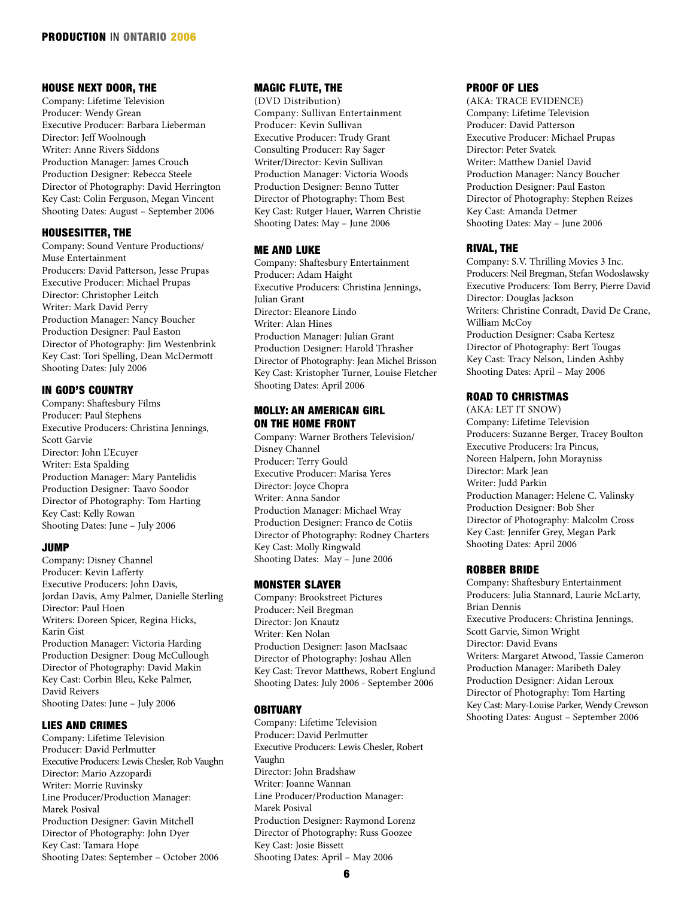### HOUSE NEXT DOOR, THE

Company: Lifetime Television
Producer: Wendy Grean
Executive Producer: Barbara Lieberman
Director: Jeff Woolnough
Writer: Anne Rivers Siddons
Production Manager: James Crouch
Production Designer: Rebecca Steele
Director of Photography: David Herrington
Key Cast: Colin Ferguson, Megan Vincent
Shooting Dates: August – September 2006

### HOUSESITTER, THE

Company: Sound Venture Productions/ Muse Entertainment
Producers: David Patterson, Jesse Prupas
Executive Producer: Michael Prupas
Director: Christopher Leitch
Writer: Mark David Perry
Production Manager: Nancy Boucher
Production Designer: Paul Easton
Director of Photography: Jim Westenbrink
Key Cast: Tori Spelling, Dean McDermott
Shooting Dates: July 2006

### IN GOD'S COUNTRY

Company: Shaftesbury Films
Producer: Paul Stephens
Executive Producers: Christina Jennings, Scott Garvie
Director: John L'Ecuyer
Writer: Esta Spalding
Production Manager: Mary Pantelidis
Production Designer: Taavo Soodor
Director of Photography: Tom Harting
Key Cast: Kelly Rowan
Shooting Dates: June – July 2006

### JUMP

Company: Disney Channel
Producer: Kevin Lafferty
Executive Producers: John Davis, Jordan Davis, Amy Palmer, Danielle Sterling
Director: Paul Hoen
Writers: Doreen Spicer, Regina Hicks, Karin Gist
Production Manager: Victoria Harding
Production Designer: Doug McCullough
Director of Photography: David Makin
Key Cast: Corbin Bleu, Keke Palmer, David Reivers
Shooting Dates: June – July 2006

### LIES AND CRIMES

Company: Lifetime Television
Producer: David Perlmutter
Executive Producers: Lewis Chesler, Rob Vaughn
Director: Mario Azzopardi
Writer: Morrie Ruvinsky
Line Producer/Production Manager: Marek Posival
Production Designer: Gavin Mitchell
Director of Photography: John Dyer
Key Cast: Tamara Hope
Shooting Dates: September – October 2006

### MAGIC FLUTE, THE

(DVD Distribution)
Company: Sullivan Entertainment
Producer: Kevin Sullivan
Executive Producer: Trudy Grant
Consulting Producer: Ray Sager
Writer/Director: Kevin Sullivan
Production Manager: Victoria Woods
Production Designer: Benno Tutter
Director of Photography: Thom Best
Key Cast: Rutger Hauer, Warren Christie
Shooting Dates: May – June 2006

### ME AND LUKE

Company: Shaftesbury Entertainment
Producer: Adam Haight
Executive Producers: Christina Jennings, Julian Grant
Director: Eleanore Lindo
Writer: Alan Hines
Production Manager: Julian Grant
Production Designer: Harold Thrasher
Director of Photography: Jean Michel Brisson
Key Cast: Kristopher Turner, Louise Fletcher
Shooting Dates: April 2006

### MOLLY: AN AMERICAN GIRL ON THE HOME FRONT

Company: Warner Brothers Television/ Disney Channel
Producer: Terry Gould
Executive Producer: Marisa Yeres
Director: Joyce Chopra
Writer: Anna Sandor
Production Manager: Michael Wray
Production Designer: Franco de Cotiis
Director of Photography: Rodney Charters
Key Cast: Molly Ringwald
Shooting Dates: May – June 2006

### MONSTER SLAYER

Company: Brookstreet Pictures
Producer: Neil Bregman
Director: Jon Knautz
Writer: Ken Nolan
Production Designer: Jason MacIsaac
Director of Photography: Joshau Allen
Key Cast: Trevor Matthews, Robert Englund
Shooting Dates: July 2006 - September 2006

### OBITUARY

Company: Lifetime Television
Producer: David Perlmutter
Executive Producers: Lewis Chesler, Robert Vaughn
Director: John Bradshaw
Writer: Joanne Wannan
Line Producer/Production Manager: Marek Posival
Production Designer: Raymond Lorenz
Director of Photography: Russ Goozee
Key Cast: Josie Bissett
Shooting Dates: April – May 2006

### PROOF OF LIES

(AKA: TRACE EVIDENCE)
Company: Lifetime Television
Producer: David Patterson
Executive Producer: Michael Prupas
Director: Peter Svatek
Writer: Matthew Daniel David
Production Manager: Nancy Boucher
Production Designer: Paul Easton
Director of Photography: Stephen Reizes
Key Cast: Amanda Detmer
Shooting Dates: May – June 2006

### RIVAL, THE

Company: S.V. Thrilling Movies 3 Inc.
Producers: Neil Bregman, Stefan Wodoslawsky
Executive Producers: Tom Berry, Pierre David
Director: Douglas Jackson
Writers: Christine Conradt, David De Crane, William McCoy
Production Designer: Csaba Kertesz
Director of Photography: Bert Tougas
Key Cast: Tracy Nelson, Linden Ashby
Shooting Dates: April – May 2006

### ROAD TO CHRISTMAS

(AKA: LET IT SNOW)
Company: Lifetime Television
Producers: Suzanne Berger, Tracey Boulton
Executive Producers: Ira Pincus, Noreen Halpern, John Morayniss
Director: Mark Jean
Writer: Judd Parkin
Production Manager: Helene C. Valinsky
Production Designer: Bob Sher
Director of Photography: Malcolm Cross
Key Cast: Jennifer Grey, Megan Park
Shooting Dates: April 2006

### ROBBER BRIDE

Company: Shaftesbury Entertainment
Producers: Julia Stannard, Laurie McLarty, Brian Dennis
Executive Producers: Christina Jennings, Scott Garvie, Simon Wright
Director: David Evans
Writers: Margaret Atwood, Tassie Cameron
Production Manager: Maribeth Daley
Production Designer: Aidan Leroux
Director of Photography: Tom Harting
Key Cast: Mary-Louise Parker, Wendy Crewson
Shooting Dates: August – September 2006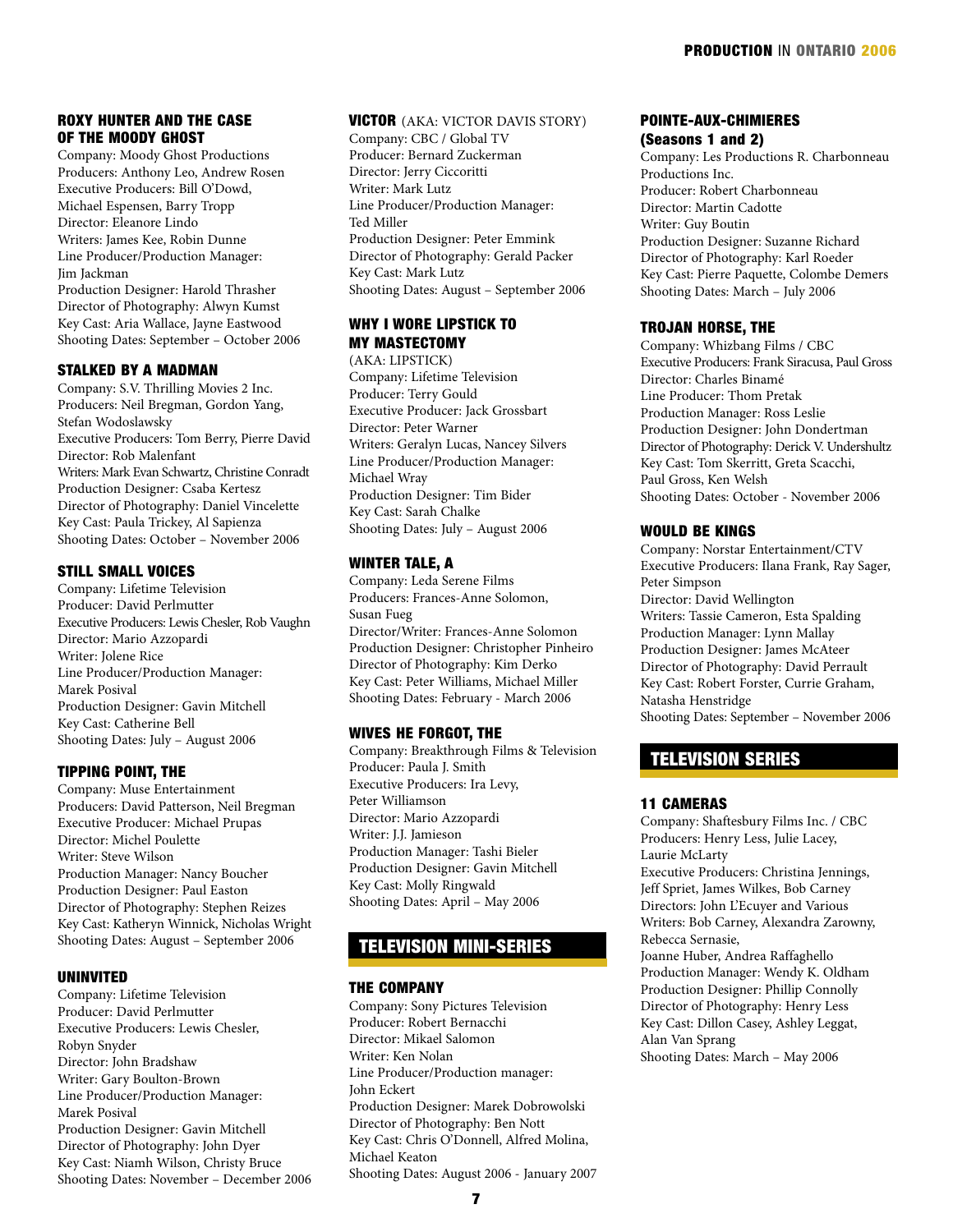### ROXY HUNTER AND THE CASE OF THE MOODY GHOST

Company: Moody Ghost Productions
Producers: Anthony Leo, Andrew Rosen
Executive Producers: Bill O'Dowd, Michael Espensen, Barry Tropp
Director: Eleanore Lindo
Writers: James Kee, Robin Dunne
Line Producer/Production Manager: Jim Jackman
Production Designer: Harold Thrasher
Director of Photography: Alwyn Kumst
Key Cast: Aria Wallace, Jayne Eastwood
Shooting Dates: September – October 2006

### STALKED BY A MADMAN

Company: S.V. Thrilling Movies 2 Inc.
Producers: Neil Bregman, Gordon Yang, Stefan Wodoslawsky
Executive Producers: Tom Berry, Pierre David
Director: Rob Malenfant
Writers: Mark Evan Schwartz, Christine Conradt
Production Designer: Csaba Kertesz
Director of Photography: Daniel Vincelette
Key Cast: Paula Trickey, Al Sapienza
Shooting Dates: October – November 2006

### STILL SMALL VOICES

Company: Lifetime Television
Producer: David Perlmutter
Executive Producers: Lewis Chesler, Rob Vaughn
Director: Mario Azzopardi
Writer: Jolene Rice
Line Producer/Production Manager: Marek Posival
Production Designer: Gavin Mitchell
Key Cast: Catherine Bell
Shooting Dates: July – August 2006

### TIPPING POINT, THE

Company: Muse Entertainment
Producers: David Patterson, Neil Bregman
Executive Producer: Michael Prupas
Director: Michel Poulette
Writer: Steve Wilson
Production Manager: Nancy Boucher
Production Designer: Paul Easton
Director of Photography: Stephen Reizes
Key Cast: Katheryn Winnick, Nicholas Wright
Shooting Dates: August – September 2006

### UNINVITED

Company: Lifetime Television
Producer: David Perlmutter
Executive Producers: Lewis Chesler, Robyn Snyder
Director: John Bradshaw
Writer: Gary Boulton-Brown
Line Producer/Production Manager: Marek Posival
Production Designer: Gavin Mitchell
Director of Photography: John Dyer
Key Cast: Niamh Wilson, Christy Bruce
Shooting Dates: November – December 2006

### VICTOR (AKA: VICTOR DAVIS STORY)

Company: CBC / Global TV
Producer: Bernard Zuckerman
Director: Jerry Ciccoritti
Writer: Mark Lutz
Line Producer/Production Manager: Ted Miller
Production Designer: Peter Emmink
Director of Photography: Gerald Packer
Key Cast: Mark Lutz
Shooting Dates: August – September 2006

### WHY I WORE LIPSTICK TO MY MASTECTOMY

(AKA: LIPSTICK)
Company: Lifetime Television
Producer: Terry Gould
Executive Producer: Jack Grossbart
Director: Peter Warner
Writers: Geralyn Lucas, Nancey Silvers
Line Producer/Production Manager: Michael Wray
Production Designer: Tim Bider
Key Cast: Sarah Chalke
Shooting Dates: July – August 2006

### WINTER TALE, A

Company: Leda Serene Films
Producers: Frances-Anne Solomon, Susan Fueg
Director/Writer: Frances-Anne Solomon
Production Designer: Christopher Pinheiro
Director of Photography: Kim Derko
Key Cast: Peter Williams, Michael Miller
Shooting Dates: February - March 2006

### WIVES HE FORGOT, THE

Company: Breakthrough Films & Television
Producer: Paula J. Smith
Executive Producers: Ira Levy, Peter Williamson
Director: Mario Azzopardi
Writer: J.J. Jamieson
Production Manager: Tashi Bieler
Production Designer: Gavin Mitchell
Key Cast: Molly Ringwald
Shooting Dates: April – May 2006

## TELEVISION MINI-SERIES

### THE COMPANY

Company: Sony Pictures Television
Producer: Robert Bernacchi
Director: Mikael Salomon
Writer: Ken Nolan
Line Producer/Production manager: John Eckert
Production Designer: Marek Dobrowolski
Director of Photography: Ben Nott
Key Cast: Chris O'Donnell, Alfred Molina, Michael Keaton
Shooting Dates: August 2006 - January 2007

### POINTE-AUX-CHIMIERES (Seasons 1 and 2)

Company: Les Productions R. Charbonneau Productions Inc.
Producer: Robert Charbonneau
Director: Martin Cadotte
Writer: Guy Boutin
Production Designer: Suzanne Richard
Director of Photography: Karl Roeder
Key Cast: Pierre Paquette, Colombe Demers
Shooting Dates: March – July 2006

### TROJAN HORSE, THE

Company: Whizbang Films / CBC
Executive Producers: Frank Siracusa, Paul Gross
Director: Charles Binamé
Line Producer: Thom Pretak
Production Manager: Ross Leslie
Production Designer: John Dondertman
Director of Photography: Derick V. Undershultz
Key Cast: Tom Skerritt, Greta Scacchi, Paul Gross, Ken Welsh
Shooting Dates: October - November 2006

### WOULD BE KINGS

Company: Norstar Entertainment/CTV
Executive Producers: Ilana Frank, Ray Sager, Peter Simpson
Director: David Wellington
Writers: Tassie Cameron, Esta Spalding
Production Manager: Lynn Mallay
Production Designer: James McAteer
Director of Photography: David Perrault
Key Cast: Robert Forster, Currie Graham, Natasha Henstridge
Shooting Dates: September – November 2006

## TELEVISION SERIES

### 11 CAMERAS

Company: Shaftesbury Films Inc. / CBC
Producers: Henry Less, Julie Lacey, Laurie McLarty
Executive Producers: Christina Jennings, Jeff Spriet, James Wilkes, Bob Carney
Directors: John L'Ecuyer and Various
Writers: Bob Carney, Alexandra Zarowny, Rebecca Sernasie, Joanne Huber, Andrea Raffaghello
Production Manager: Wendy K. Oldham
Production Designer: Phillip Connolly
Director of Photography: Henry Less
Key Cast: Dillon Casey, Ashley Leggat, Alan Van Sprang
Shooting Dates: March – May 2006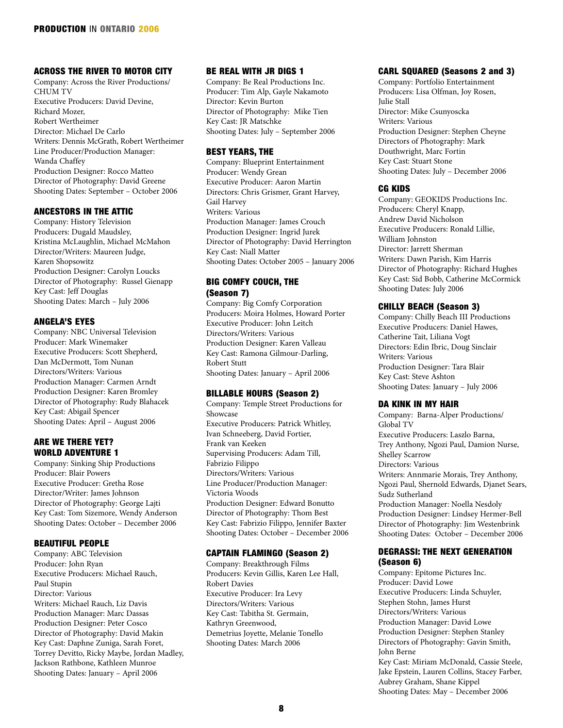### ACROSS THE RIVER TO MOTOR CITY

Company: Across the River Productions/ CHUM TV
Executive Producers: David Devine, Richard Mozer, Robert Wertheimer
Director: Michael De Carlo
Writers: Dennis McGrath, Robert Wertheimer
Line Producer/Production Manager: Wanda Chaffey
Production Designer: Rocco Matteo
Director of Photography: David Greene
Shooting Dates: September – October 2006

### ANCESTORS IN THE ATTIC

Company: History Television
Producers: Dugald Maudsley, Kristina McLaughlin, Michael McMahon
Director/Writers: Maureen Judge, Karen Shopsowitz
Production Designer: Carolyn Loucks
Director of Photography: Russel Gienapp
Key Cast: Jeff Douglas
Shooting Dates: March – July 2006

### ANGELA'S EYES

Company: NBC Universal Television
Producer: Mark Winemaker
Executive Producers: Scott Shepherd, Dan McDermott, Tom Nunan
Directors/Writers: Various
Production Manager: Carmen Arndt
Production Designer: Karen Bromley
Director of Photography: Rudy Blahacek
Key Cast: Abigail Spencer
Shooting Dates: April – August 2006

### ARE WE THERE YET? WORLD ADVENTURE 1

Company: Sinking Ship Productions
Producer: Blair Powers
Executive Producer: Gretha Rose
Director/Writer: James Johnson
Director of Photography: George Lajti
Key Cast: Tom Sizemore, Wendy Anderson
Shooting Dates: October – December 2006

### BEAUTIFUL PEOPLE

Company: ABC Television
Producer: John Ryan
Executive Producers: Michael Rauch, Paul Stupin
Director: Various
Writers: Michael Rauch, Liz Davis
Production Manager: Marc Dassas
Production Designer: Peter Cosco
Director of Photography: David Makin
Key Cast: Daphne Zuniga, Sarah Foret, Torrey Devitto, Ricky Maybe, Jordan Madley, Jackson Rathbone, Kathleen Munroe
Shooting Dates: January – April 2006

### BE REAL WITH JR DIGS 1

Company: Be Real Productions Inc.
Producer: Tim Alp, Gayle Nakamoto
Director: Kevin Burton
Director of Photography: Mike Tien
Key Cast: JR Matschke
Shooting Dates: July – September 2006

### BEST YEARS, THE

Company: Blueprint Entertainment
Producer: Wendy Grean
Executive Producer: Aaron Martin
Directors: Chris Grismer, Grant Harvey, Gail Harvey
Writers: Various
Production Manager: James Crouch
Production Designer: Ingrid Jurek
Director of Photography: David Herrington
Key Cast: Niall Matter
Shooting Dates: October 2005 – January 2006

### BIG COMFY COUCH, THE (Season 7)

Company: Big Comfy Corporation
Producers: Moira Holmes, Howard Porter
Executive Producer: John Leitch
Directors/Writers: Various
Production Designer: Karen Valleau
Key Cast: Ramona Gilmour-Darling, Robert Stutt
Shooting Dates: January – April 2006

### BILLABLE HOURS (Season 2)

Company: Temple Street Productions for Showcase
Executive Producers: Patrick Whitley, Ivan Schneeberg, David Fortier, Frank van Keeken
Supervising Producers: Adam Till, Fabrizio Filippo
Directors/Writers: Various
Line Producer/Production Manager: Victoria Woods
Production Designer: Edward Bonutto
Director of Photography: Thom Best
Key Cast: Fabrizio Filippo, Jennifer Baxter
Shooting Dates: October – December 2006

### CAPTAIN FLAMINGO (Season 2)

Company: Breakthrough Films
Producers: Kevin Gillis, Karen Lee Hall, Robert Davies
Executive Producer: Ira Levy
Directors/Writers: Various
Key Cast: Tabitha St. Germain, Kathryn Greenwood, Demetrius Joyette, Melanie Tonello
Shooting Dates: March 2006

### CARL SQUARED (Seasons 2 and 3)

Company: Portfolio Entertainment
Producers: Lisa Olfman, Joy Rosen, Julie Stall
Director: Mike Csunyoscka
Writers: Various
Production Designer: Stephen Cheyne
Directors of Photography: Mark Douthwright, Marc Fortin
Key Cast: Stuart Stone
Shooting Dates: July – December 2006

### CG KIDS

Company: GEOKIDS Productions Inc.
Producers: Cheryl Knapp, Andrew David Nicholson
Executive Producers: Ronald Lillie, William Johnston
Director: Jarrett Sherman
Writers: Dawn Parish, Kim Harris
Director of Photography: Richard Hughes
Key Cast: Sid Bobb, Catherine McCormick
Shooting Dates: July 2006

### CHILLY BEACH (Season 3)

Company: Chilly Beach III Productions
Executive Producers: Daniel Hawes, Catherine Tait, Liliana Vogt
Directors: Edin Ibric, Doug Sinclair
Writers: Various
Production Designer: Tara Blair
Key Cast: Steve Ashton
Shooting Dates: January – July 2006

### DA KINK IN MY HAIR

Company: Barna-Alper Productions/ Global TV
Executive Producers: Laszlo Barna, Trey Anthony, Ngozi Paul, Damion Nurse, Shelley Scarrow
Directors: Various
Writers: Annmarie Morais, Trey Anthony, Ngozi Paul, Shernold Edwards, Djanet Sears, Sudz Sutherland
Production Manager: Noella Nesdoly
Production Designer: Lindsey Hermer-Bell
Director of Photography: Jim Westenbrink
Shooting Dates: October – December 2006

### DEGRASSI: THE NEXT GENERATION (Season 6)

Company: Epitome Pictures Inc.
Producer: David Lowe
Executive Producers: Linda Schuyler, Stephen Stohn, James Hurst
Directors/Writers: Various
Production Manager: David Lowe
Production Designer: Stephen Stanley
Directors of Photography: Gavin Smith, John Berne
Key Cast: Miriam McDonald, Cassie Steele, Jake Epstein, Lauren Collins, Stacey Farber, Aubrey Graham, Shane Kippel
Shooting Dates: May – December 2006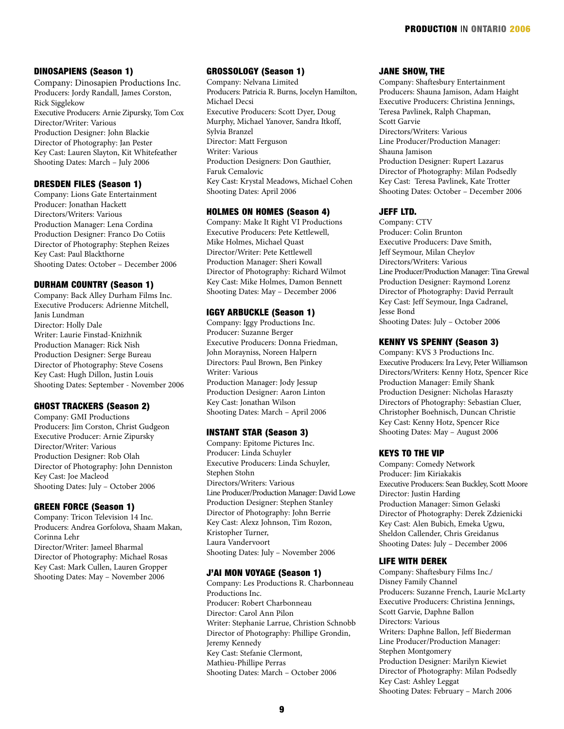### DINOSAPIENS (Season 1)

Company: Dinosapien Productions Inc.
Producers: Jordy Randall, James Corston, Rick Sigglekow
Executive Producers: Arnie Zipursky, Tom Cox
Director/Writer: Various
Production Designer: John Blackie
Director of Photography: Jan Pester
Key Cast: Lauren Slayton, Kit Whitefeather
Shooting Dates: March – July 2006

### DRESDEN FILES (Season 1)

Company: Lions Gate Entertainment
Producer: Jonathan Hackett
Directors/Writers: Various
Production Manager: Lena Cordina
Production Designer: Franco Do Cotiis
Director of Photography: Stephen Reizes
Key Cast: Paul Blackthorne
Shooting Dates: October – December 2006

### DURHAM COUNTRY (Season 1)

Company: Back Alley Durham Films Inc.
Executive Producers: Adrienne Mitchell, Janis Lundman
Director: Holly Dale
Writer: Laurie Finstad-Knizhnik
Production Manager: Rick Nish
Production Designer: Serge Bureau
Director of Photography: Steve Cosens
Key Cast: Hugh Dillon, Justin Louis
Shooting Dates: September - November 2006

### GHOST TRACKERS (Season 2)

Company: GMI Productions
Producers: Jim Corston, Christ Gudgeon
Executive Producer: Arnie Zipursky
Director/Writer: Various
Production Designer: Rob Olah
Director of Photography: John Denniston
Key Cast: Joe Macleod
Shooting Dates: July – October 2006

### GREEN FORCE (Season 1)

Company: Tricon Television 14 Inc.
Producers: Andrea Gorfolova, Shaam Makan, Corinna Lehr
Director/Writer: Jameel Bharmal
Director of Photography: Michael Rosas
Key Cast: Mark Cullen, Lauren Gropper
Shooting Dates: May – November 2006

### GROSSOLOGY (Season 1)

Company: Nelvana Limited
Producers: Patricia R. Burns, Jocelyn Hamilton, Michael Decsi
Executive Producers: Scott Dyer, Doug Murphy, Michael Yanover, Sandra Itkoff, Sylvia Branzel
Director: Matt Ferguson
Writer: Various
Production Designers: Don Gauthier, Faruk Cemalovic
Key Cast: Krystal Meadows, Michael Cohen
Shooting Dates: April 2006

### HOLMES ON HOMES (Season 4)

Company: Make It Right VI Productions
Executive Producers: Pete Kettlewell, Mike Holmes, Michael Quast
Director/Writer: Pete Kettlewell
Production Manager: Sheri Kowall
Director of Photography: Richard Wilmot
Key Cast: Mike Holmes, Damon Bennett
Shooting Dates: May – December 2006

### IGGY ARBUCKLE (Season 1)

Company: Iggy Productions Inc.
Producer: Suzanne Berger
Executive Producers: Donna Friedman, John Morayniss, Noreen Halpern
Directors: Paul Brown, Ben Pinkey
Writer: Various
Production Manager: Jody Jessup
Production Designer: Aaron Linton
Key Cast: Jonathan Wilson
Shooting Dates: March – April 2006

### INSTANT STAR (Season 3)

Company: Epitome Pictures Inc.
Producer: Linda Schuyler
Executive Producers: Linda Schuyler, Stephen Stohn
Directors/Writers: Various
Line Producer/Production Manager: David Lowe
Production Designer: Stephen Stanley
Director of Photography: John Berrie
Key Cast: Alexz Johnson, Tim Rozon, Kristopher Turner, Laura Vandervoort
Shooting Dates: July – November 2006

### J'AI MON VOYAGE (Season 1)

Company: Les Productions R. Charbonneau Productions Inc.
Producer: Robert Charbonneau
Director: Carol Ann Pilon
Writer: Stephanie Larrue, Christion Schnobb
Director of Photography: Phillipe Grondin, Jeremy Kennedy
Key Cast: Stefanie Clermont, Mathieu-Phillipe Perras
Shooting Dates: March – October 2006

### JANE SHOW, THE

Company: Shaftesbury Entertainment
Producers: Shauna Jamison, Adam Haight
Executive Producers: Christina Jennings, Teresa Pavlinek, Ralph Chapman, Scott Garvie
Directors/Writers: Various
Line Producer/Production Manager: Shauna Jamison
Production Designer: Rupert Lazarus
Director of Photography: Milan Podsedly
Key Cast: Teresa Pavlinek, Kate Trotter
Shooting Dates: October – December 2006

### JEFF LTD.

Company: CTV
Producer: Colin Brunton
Executive Producers: Dave Smith, Jeff Seymour, Milan Cheylov
Directors/Writers: Various
Line Producer/Production Manager: Tina Grewal
Production Designer: Raymond Lorenz
Director of Photography: David Perrault
Key Cast: Jeff Seymour, Inga Cadranel, Jesse Bond
Shooting Dates: July – October 2006

### KENNY VS SPENNY (Season 3)

Company: KVS 3 Productions Inc.
Executive Producers: Ira Levy, Peter Williamson
Directors/Writers: Kenny Hotz, Spencer Rice
Production Manager: Emily Shank
Production Designer: Nicholas Haraszty
Directors of Photography: Sebastian Cluer, Christopher Boehnisch, Duncan Christie
Key Cast: Kenny Hotz, Spencer Rice
Shooting Dates: May – August 2006

### KEYS TO THE VIP

Company: Comedy Network
Producer: Jim Kiriakakis
Executive Producers: Sean Buckley, Scott Moore
Director: Justin Harding
Production Manager: Simon Gelaski
Director of Photography: Derek Zdzienicki
Key Cast: Alen Bubich, Emeka Ugwu, Sheldon Callender, Chris Greidanus
Shooting Dates: July – December 2006

### LIFE WITH DEREK

Company: Shaftesbury Films Inc./ Disney Family Channel
Producers: Suzanne French, Laurie McLarty
Executive Producers: Christina Jennings, Scott Garvie, Daphne Ballon
Directors: Various
Writers: Daphne Ballon, Jeff Biederman
Line Producer/Production Manager: Stephen Montgomery
Production Designer: Marilyn Kiewiet
Director of Photography: Milan Podsedly
Key Cast: Ashley Leggat
Shooting Dates: February – March 2006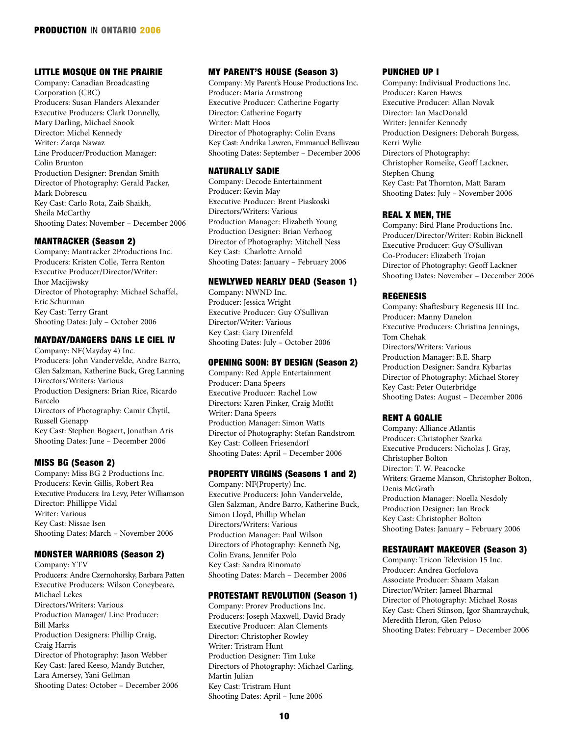### LITTLE MOSQUE ON THE PRAIRIE

Company: Canadian Broadcasting Corporation (CBC)
Producers: Susan Flanders Alexander
Executive Producers: Clark Donnelly, Mary Darling, Michael Snook
Director: Michel Kennedy
Writer: Zarqa Nawaz
Line Producer/Production Manager: Colin Brunton
Production Designer: Brendan Smith
Director of Photography: Gerald Packer, Mark Dobrescu
Key Cast: Carlo Rota, Zaib Shaikh, Sheila McCarthy
Shooting Dates: November – December 2006

### MANTRACKER (Season 2)

Company: Mantracker 2Productions Inc.
Producers: Kristen Colle, Terra Renton
Executive Producer/Director/Writer: Ihor Macijiwsky
Director of Photography: Michael Schaffel, Eric Schurman
Key Cast: Terry Grant
Shooting Dates: July – October 2006

### MAYDAY/DANGERS DANS LE CIEL IV

Company: NF(Mayday 4) Inc.
Producers: John Vandervelde, Andre Barro, Glen Salzman, Katherine Buck, Greg Lanning
Directors/Writers: Various
Production Designers: Brian Rice, Ricardo Barcelo
Directors of Photography: Camir Chytil, Russell Gienapp
Key Cast: Stephen Bogaert, Jonathan Aris
Shooting Dates: June – December 2006

### MISS BG (Season 2)

Company: Miss BG 2 Productions Inc.
Producers: Kevin Gillis, Robert Rea
Executive Producers: Ira Levy, Peter Williamson
Director: Phillippe Vidal
Writer: Various
Key Cast: Nissae Isen
Shooting Dates: March – November 2006

### MONSTER WARRIORS (Season 2)

Company: YTV
Producers: Andre Czernohorsky, Barbara Patten
Executive Producers: Wilson Coneybeare, Michael Lekes
Directors/Writers: Various
Production Manager/ Line Producer: Bill Marks
Production Designers: Phillip Craig, Craig Harris
Director of Photography: Jason Webber
Key Cast: Jared Keeso, Mandy Butcher, Lara Amersey, Yani Gellman
Shooting Dates: October – December 2006

### MY PARENT'S HOUSE (Season 3)

Company: My Parent's House Productions Inc.
Producer: Maria Armstrong
Executive Producer: Catherine Fogarty
Director: Catherine Fogarty
Writer: Matt Hoos
Director of Photography: Colin Evans
Key Cast: Andrika Lawren, Emmanuel Belliveau
Shooting Dates: September – December 2006

### NATURALLY SADIE

Company: Decode Entertainment
Producer: Kevin May
Executive Producer: Brent Piaskoski
Directors/Writers: Various
Production Manager: Elizabeth Young
Production Designer: Brian Verhoog
Director of Photography: Mitchell Ness
Key Cast: Charlotte Arnold
Shooting Dates: January – February 2006

### NEWLYWED NEARLY DEAD (Season 1)

Company: NWND Inc.
Producer: Jessica Wright
Executive Producer: Guy O'Sullivan
Director/Writer: Various
Key Cast: Gary Direnfeld
Shooting Dates: July – October 2006

### OPENING SOON: BY DESIGN (Season 2)

Company: Red Apple Entertainment
Producer: Dana Speers
Executive Producer: Rachel Low
Directors: Karen Pinker, Craig Moffit
Writer: Dana Speers
Production Manager: Simon Watts
Director of Photography: Stefan Randstrom
Key Cast: Colleen Friesendorf
Shooting Dates: April – December 2006

### PROPERTY VIRGINS (Seasons 1 and 2)

Company: NF(Property) Inc.
Executive Producers: John Vandervelde, Glen Salzman, Andre Barro, Katherine Buck, Simon Lloyd, Phillip Whelan
Directors/Writers: Various
Production Manager: Paul Wilson
Directors of Photography: Kenneth Ng, Colin Evans, Jennifer Polo
Key Cast: Sandra Rinomato
Shooting Dates: March – December 2006

### PROTESTANT REVOLUTION (Season 1)

Company: Prorev Productions Inc.
Producers: Joseph Maxwell, David Brady
Executive Producer: Alan Clements
Director: Christopher Rowley
Writer: Tristram Hunt
Production Designer: Tim Luke
Directors of Photography: Michael Carling, Martin Julian
Key Cast: Tristram Hunt
Shooting Dates: April – June 2006

### PUNCHED UP I

Company: Indivisual Productions Inc.
Producer: Karen Hawes
Executive Producer: Allan Novak
Director: Ian MacDonald
Writer: Jennifer Kennedy
Production Designers: Deborah Burgess, Kerri Wylie
Directors of Photography: Christopher Romeike, Geoff Lackner, Stephen Chung
Key Cast: Pat Thornton, Matt Baram
Shooting Dates: July – November 2006

### REAL X MEN, THE

Company: Bird Plane Productions Inc.
Producer/Director/Writer: Robin Bicknell
Executive Producer: Guy O'Sullivan
Co-Producer: Elizabeth Trojan
Director of Photography: Geoff Lackner
Shooting Dates: November – December 2006

### REGENESIS

Company: Shaftesbury Regenesis III Inc.
Producer: Manny Danelon
Executive Producers: Christina Jennings, Tom Chehak
Directors/Writers: Various
Production Manager: B.E. Sharp
Production Designer: Sandra Kybartas
Director of Photography: Michael Storey
Key Cast: Peter Outerbridge
Shooting Dates: August – December 2006

### RENT A GOALIE

Company: Alliance Atlantis
Producer: Christopher Szarka
Executive Producers: Nicholas J. Gray, Christopher Bolton
Director: T. W. Peacocke
Writers: Graeme Manson, Christopher Bolton, Denis McGrath
Production Manager: Noella Nesdoly
Production Designer: Ian Brock
Key Cast: Christopher Bolton
Shooting Dates: January – February 2006

### RESTAURANT MAKEOVER (Season 3)

Company: Tricon Television 15 Inc.
Producer: Andrea Gorfolova
Associate Producer: Shaam Makan
Director/Writer: Jameel Bharmal
Director of Photography: Michael Rosas
Key Cast: Cheri Stinson, Igor Shamraychuk, Meredith Heron, Glen Peloso
Shooting Dates: February – December 2006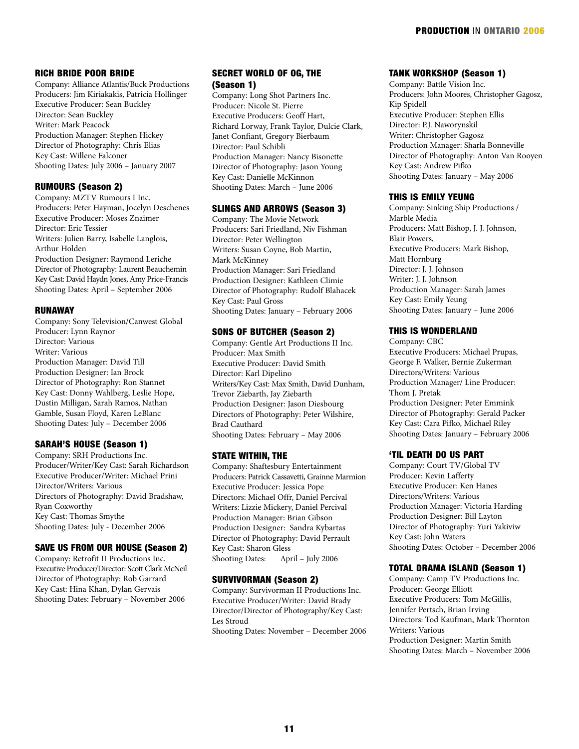### RICH BRIDE POOR BRIDE

Company: Alliance Atlantis/Buck Productions
Producers: Jim Kiriakakis, Patricia Hollinger
Executive Producer: Sean Buckley
Director: Sean Buckley
Writer: Mark Peacock
Production Manager: Stephen Hickey
Director of Photography: Chris Elias
Key Cast: Willene Falconer
Shooting Dates: July 2006 – January 2007

### RUMOURS (Season 2)

Company: MZTV Rumours I Inc.
Producers: Peter Hayman, Jocelyn Deschenes
Executive Producer: Moses Znaimer
Director: Eric Tessier
Writers: Julien Barry, Isabelle Langlois, Arthur Holden
Production Designer: Raymond Leriche
Director of Photography: Laurent Beauchemin
Key Cast: David Haydn Jones, Amy Price-Francis
Shooting Dates: April – September 2006

### RUNAWAY

Company: Sony Television/Canwest Global
Producer: Lynn Raynor
Director: Various
Writer: Various
Production Manager: David Till
Production Designer: Ian Brock
Director of Photography: Ron Stannet
Key Cast: Donny Wahlberg, Leslie Hope, Dustin Milligan, Sarah Ramos, Nathan Gamble, Susan Floyd, Karen LeBlanc
Shooting Dates: July – December 2006

### SARAH'S HOUSE (Season 1)

Company: SRH Productions Inc.
Producer/Writer/Key Cast: Sarah Richardson
Executive Producer/Writer: Michael Prini
Director/Writers: Various
Directors of Photography: David Bradshaw, Ryan Coxworthy
Key Cast: Thomas Smythe
Shooting Dates: July - December 2006

### SAVE US FROM OUR HOUSE (Season 2)

Company: Retrofit II Productions Inc.
Executive Producer/Director: Scott Clark McNeil
Director of Photography: Rob Garrard
Key Cast: Hina Khan, Dylan Gervais
Shooting Dates: February – November 2006

### SECRET WORLD OF OG, THE (Season 1)

Company: Long Shot Partners Inc.
Producer: Nicole St. Pierre
Executive Producers: Geoff Hart, Richard Lorway, Frank Taylor, Dulcie Clark, Janet Confiant, Gregory Bierbaum
Director: Paul Schibli
Production Manager: Nancy Bisonette
Director of Photography: Jason Young
Key Cast: Danielle McKinnon
Shooting Dates: March – June 2006

### SLINGS AND ARROWS (Season 3)

Company: The Movie Network
Producers: Sari Friedland, Niv Fishman
Director: Peter Wellington
Writers: Susan Coyne, Bob Martin, Mark McKinney
Production Manager: Sari Friedland
Production Designer: Kathleen Climie
Director of Photography: Rudolf Blahacek
Key Cast: Paul Gross
Shooting Dates: January – February 2006

### SONS OF BUTCHER (Season 2)

Company: Gentle Art Productions II Inc.
Producer: Max Smith
Executive Producer: David Smith
Director: Karl Dipelino
Writers/Key Cast: Max Smith, David Dunham, Trevor Ziebarth, Jay Ziebarth
Production Designer: Jason Diesbourg
Directors of Photography: Peter Wilshire, Brad Cauthard
Shooting Dates: February – May 2006

### STATE WITHIN, THE

Company: Shaftesbury Entertainment
Producers: Patrick Cassavetti, Grainne Marmion
Executive Producer: Jessica Pope
Directors: Michael Offr, Daniel Percival
Writers: Lizzie Mickery, Daniel Percival
Production Manager: Brian Gibson
Production Designer: Sandra Kybartas
Director of Photography: David Perrault
Key Cast: Sharon Gless
Shooting Dates: April – July 2006

### SURVIVORMAN (Season 2)

Company: Survivorman II Productions Inc.
Executive Producer/Writer: David Brady
Director/Director of Photography/Key Cast: Les Stroud
Shooting Dates: November – December 2006

### TANK WORKSHOP (Season 1)

Company: Battle Vision Inc.
Producers: John Moores, Christopher Gagosz, Kip Spidell
Executive Producer: Stephen Ellis
Director: P.J. Nawarynskil
Writer: Christopher Gagosz
Production Manager: Sharla Bonneville
Director of Photography: Anton Van Rooyen
Key Cast: Andrew Pifko
Shooting Dates: January – May 2006

### THIS IS EMILY YEUNG

Company: Sinking Ship Productions / Marble Media
Producers: Matt Bishop, J. J. Johnson, Blair Powers,
Executive Producers: Mark Bishop, Matt Hornburg
Director: J. J. Johnson
Writer: J. J. Johnson
Production Manager: Sarah James
Key Cast: Emily Yeung
Shooting Dates: January – June 2006

### THIS IS WONDERLAND

Company: CBC
Executive Producers: Michael Prupas, George F. Walker, Bernie Zukerman
Directors/Writers: Various
Production Manager/ Line Producer: Thom J. Pretak
Production Designer: Peter Emmink
Director of Photography: Gerald Packer
Key Cast: Cara Pifko, Michael Riley
Shooting Dates: January – February 2006

### 'TIL DEATH DO US PART

Company: Court TV/Global TV
Producer: Kevin Lafferty
Executive Producer: Ken Hanes
Directors/Writers: Various
Production Manager: Victoria Harding
Production Designer: Bill Layton
Director of Photography: Yuri Yakiviw
Key Cast: John Waters
Shooting Dates: October – December 2006

### TOTAL DRAMA ISLAND (Season 1)

Company: Camp TV Productions Inc.
Producer: George Elliott
Executive Producers: Tom McGillis, Jennifer Pertsch, Brian Irving
Directors: Tod Kaufman, Mark Thornton
Writers: Various
Production Designer: Martin Smith
Shooting Dates: March – November 2006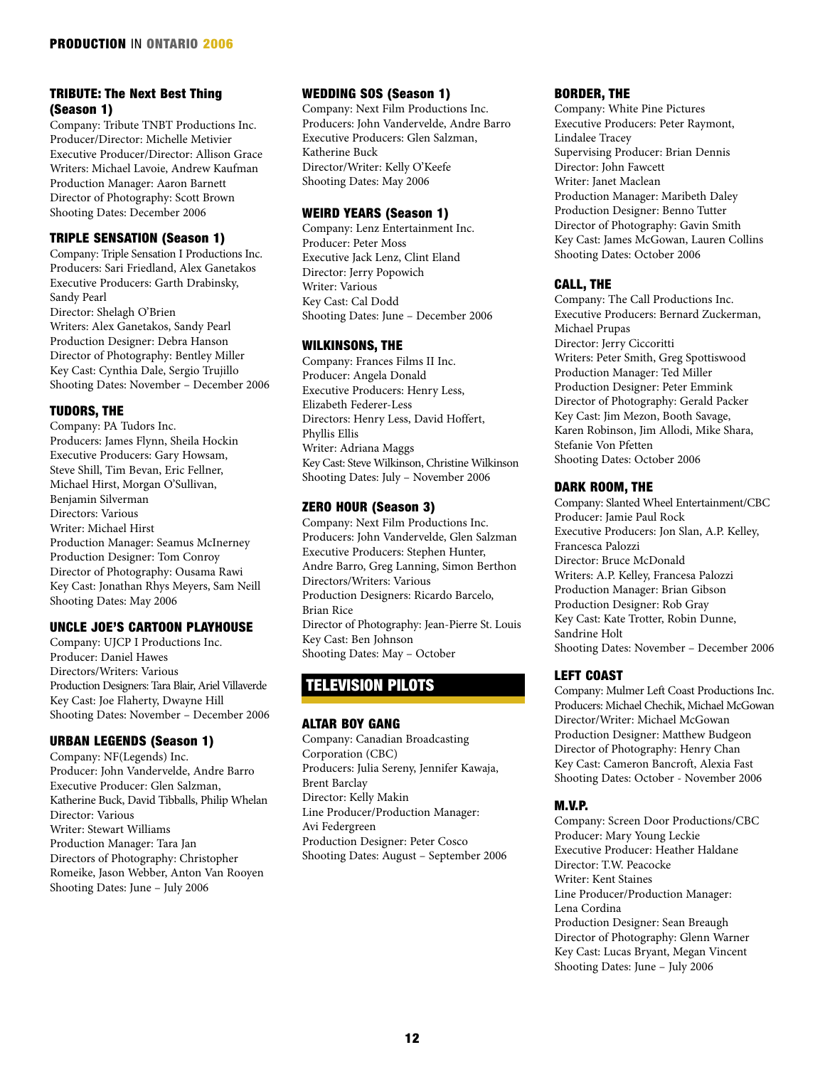### TRIBUTE: The Next Best Thing (Season 1)

Company: Tribute TNBT Productions Inc.
Producer/Director: Michelle Metivier
Executive Producer/Director: Allison Grace
Writers: Michael Lavoie, Andrew Kaufman
Production Manager: Aaron Barnett
Director of Photography: Scott Brown
Shooting Dates: December 2006

### TRIPLE SENSATION (Season 1)

Company: Triple Sensation I Productions Inc.
Producers: Sari Friedland, Alex Ganetakos
Executive Producers: Garth Drabinsky, Sandy Pearl
Director: Shelagh O'Brien
Writers: Alex Ganetakos, Sandy Pearl
Production Designer: Debra Hanson
Director of Photography: Bentley Miller
Key Cast: Cynthia Dale, Sergio Trujillo
Shooting Dates: November – December 2006

### TUDORS, THE

Company: PA Tudors Inc.
Producers: James Flynn, Sheila Hockin
Executive Producers: Gary Howsam, Steve Shill, Tim Bevan, Eric Fellner, Michael Hirst, Morgan O'Sullivan, Benjamin Silverman
Directors: Various
Writer: Michael Hirst
Production Manager: Seamus McInerney
Production Designer: Tom Conroy
Director of Photography: Ousama Rawi
Key Cast: Jonathan Rhys Meyers, Sam Neill
Shooting Dates: May 2006

### UNCLE JOE'S CARTOON PLAYHOUSE

Company: UJCP I Productions Inc.
Producer: Daniel Hawes
Directors/Writers: Various
Production Designers: Tara Blair, Ariel Villaverde
Key Cast: Joe Flaherty, Dwayne Hill
Shooting Dates: November – December 2006

### URBAN LEGENDS (Season 1)

Company: NF(Legends) Inc.
Producer: John Vandervelde, Andre Barro
Executive Producer: Glen Salzman, Katherine Buck, David Tibballs, Philip Whelan
Director: Various
Writer: Stewart Williams
Production Manager: Tara Jan
Directors of Photography: Christopher Romeike, Jason Webber, Anton Van Rooyen
Shooting Dates: June – July 2006

### WEDDING SOS (Season 1)

Company: Next Film Productions Inc.
Producers: John Vandervelde, Andre Barro
Executive Producers: Glen Salzman, Katherine Buck
Director/Writer: Kelly O'Keefe
Shooting Dates: May 2006

### WEIRD YEARS (Season 1)

Company: Lenz Entertainment Inc.
Producer: Peter Moss
Executive Jack Lenz, Clint Eland
Director: Jerry Popowich
Writer: Various
Key Cast: Cal Dodd
Shooting Dates: June – December 2006

### WILKINSONS, THE

Company: Frances Films II Inc.
Producer: Angela Donald
Executive Producers: Henry Less, Elizabeth Federer-Less
Directors: Henry Less, David Hoffert, Phyllis Ellis
Writer: Adriana Maggs
Key Cast: Steve Wilkinson, Christine Wilkinson
Shooting Dates: July – November 2006

### ZERO HOUR (Season 3)

Company: Next Film Productions Inc.
Producers: John Vandervelde, Glen Salzman
Executive Producers: Stephen Hunter, Andre Barro, Greg Lanning, Simon Berthon
Directors/Writers: Various
Production Designers: Ricardo Barcelo, Brian Rice
Director of Photography: Jean-Pierre St. Louis
Key Cast: Ben Johnson
Shooting Dates: May – October

## TELEVISION PILOTS

### ALTAR BOY GANG

Company: Canadian Broadcasting Corporation (CBC)
Producers: Julia Sereny, Jennifer Kawaja, Brent Barclay
Director: Kelly Makin
Line Producer/Production Manager: Avi Federgreen
Production Designer: Peter Cosco
Shooting Dates: August – September 2006

### BORDER, THE

Company: White Pine Pictures
Executive Producers: Peter Raymont, Lindalee Tracey
Supervising Producer: Brian Dennis
Director: John Fawcett
Writer: Janet Maclean
Production Manager: Maribeth Daley
Production Designer: Benno Tutter
Director of Photography: Gavin Smith
Key Cast: James McGowan, Lauren Collins
Shooting Dates: October 2006

### CALL, THE

Company: The Call Productions Inc.
Executive Producers: Bernard Zuckerman, Michael Prupas
Director: Jerry Ciccoritti
Writers: Peter Smith, Greg Spottiswood
Production Manager: Ted Miller
Production Designer: Peter Emmink
Director of Photography: Gerald Packer
Key Cast: Jim Mezon, Booth Savage, Karen Robinson, Jim Allodi, Mike Shara, Stefanie Von Pfetten
Shooting Dates: October 2006

### DARK ROOM, THE

Company: Slanted Wheel Entertainment/CBC
Producer: Jamie Paul Rock
Executive Producers: Jon Slan, A.P. Kelley, Francesca Palozzi
Director: Bruce McDonald
Writers: A.P. Kelley, Francesa Palozzi
Production Manager: Brian Gibson
Production Designer: Rob Gray
Key Cast: Kate Trotter, Robin Dunne, Sandrine Holt
Shooting Dates: November – December 2006

### LEFT COAST

Company: Mulmer Left Coast Productions Inc.
Producers: Michael Chechik, Michael McGowan
Director/Writer: Michael McGowan
Production Designer: Matthew Budgeon
Director of Photography: Henry Chan
Key Cast: Cameron Bancroft, Alexia Fast
Shooting Dates: October - November 2006

### M.V.P.

Company: Screen Door Productions/CBC
Producer: Mary Young Leckie
Executive Producer: Heather Haldane
Director: T.W. Peacocke
Writer: Kent Staines
Line Producer/Production Manager: Lena Cordina
Production Designer: Sean Breaugh
Director of Photography: Glenn Warner
Key Cast: Lucas Bryant, Megan Vincent
Shooting Dates: June – July 2006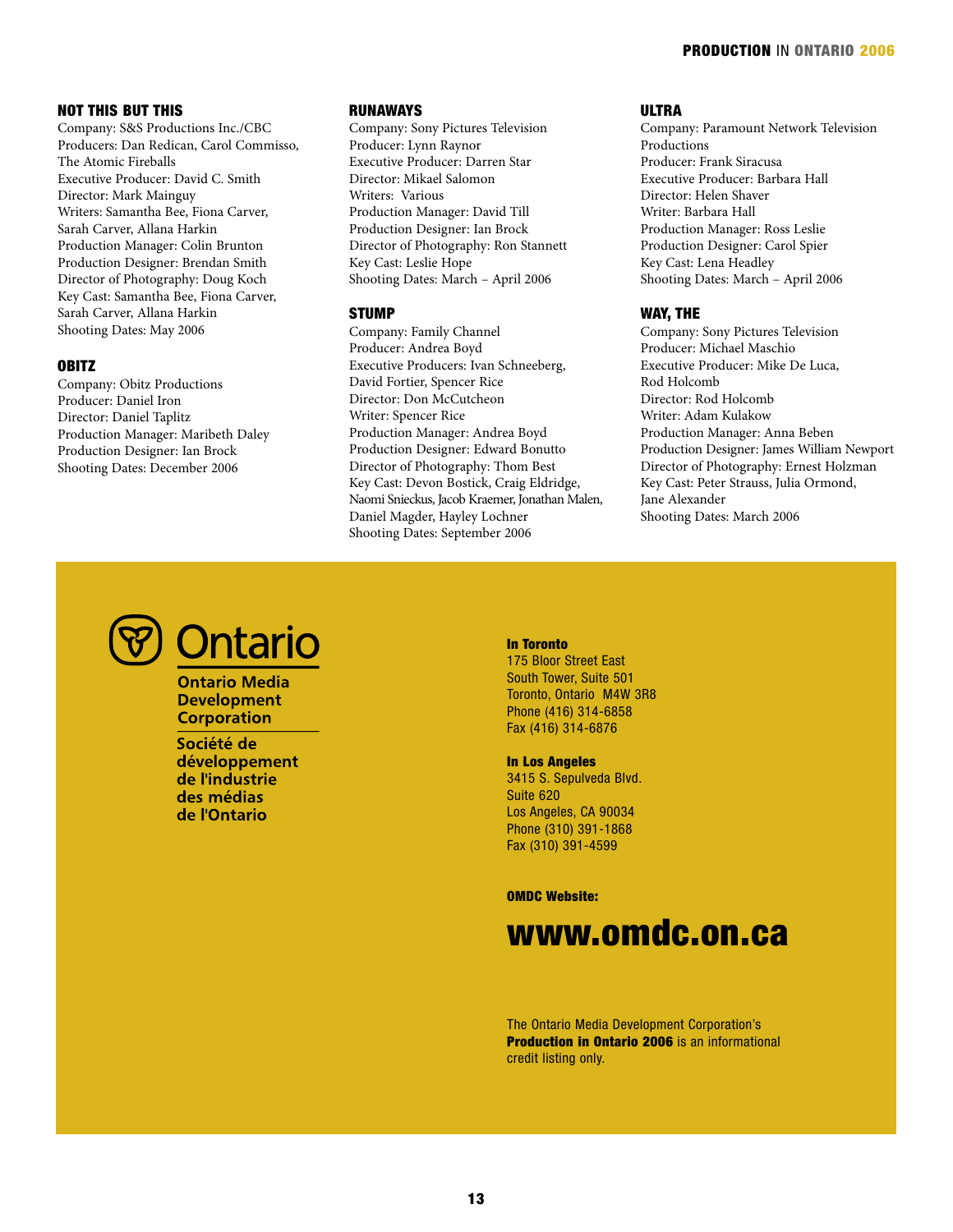### NOT THIS BUT THIS

Company: S&S Productions Inc./CBC
Producers: Dan Redican, Carol Commisso, The Atomic Fireballs
Executive Producer: David C. Smith
Director: Mark Mainguy
Writers: Samantha Bee, Fiona Carver, Sarah Carver, Allana Harkin
Production Manager: Colin Brunton
Production Designer: Brendan Smith
Director of Photography: Doug Koch
Key Cast: Samantha Bee, Fiona Carver, Sarah Carver, Allana Harkin
Shooting Dates: May 2006

### OBITZ

Company: Obitz Productions
Producer: Daniel Iron
Director: Daniel Taplitz
Production Manager: Maribeth Daley
Production Designer: Ian Brock
Shooting Dates: December 2006

### RUNAWAYS

Company: Sony Pictures Television
Producer: Lynn Raynor
Executive Producer: Darren Star
Director: Mikael Salomon
Writers: Various
Production Manager: David Till
Production Designer: Ian Brock
Director of Photography: Ron Stannett
Key Cast: Leslie Hope
Shooting Dates: March – April 2006

### STUMP

Company: Family Channel
Producer: Andrea Boyd
Executive Producers: Ivan Schneeberg, David Fortier, Spencer Rice
Director: Don McCutcheon
Writer: Spencer Rice
Production Manager: Andrea Boyd
Production Designer: Edward Bonutto
Director of Photography: Thom Best
Key Cast: Devon Bostick, Craig Eldridge, Naomi Snieckus, Jacob Kraemer, Jonathan Malen, Daniel Magder, Hayley Lochner
Shooting Dates: September 2006

### ULTRA

Company: Paramount Network Television Productions
Producer: Frank Siracusa
Executive Producer: Barbara Hall
Director: Helen Shaver
Writer: Barbara Hall
Production Manager: Ross Leslie
Production Designer: Carol Spier
Key Cast: Lena Headley
Shooting Dates: March – April 2006

### WAY, THE

Company: Sony Pictures Television
Producer: Michael Maschio
Executive Producer: Mike De Luca, Rod Holcomb
Director: Rod Holcomb
Writer: Adam Kulakow
Production Manager: Anna Beben
Production Designer: James William Newport
Director of Photography: Ernest Holzman
Key Cast: Peter Strauss, Julia Ormond, Jane Alexander
Shooting Dates: March 2006

Ontario

**Ontario Media Development Corporation**

**Société de développement de l'industrie des médias de l'Ontario**

**In Toronto**
175 Bloor Street East
South Tower, Suite 501
Toronto, Ontario M4W 3R8
Phone (416) 314-6858
Fax (416) 314-6876

**In Los Angeles**
3415 S. Sepulveda Blvd.
Suite 620
Los Angeles, CA 90034
Phone (310) 391-1868
Fax (310) 391-4599

**OMDC Website:**

## www.omdc.on.ca

The Ontario Media Development Corporation's **Production in Ontario 2006** is an informational credit listing only.